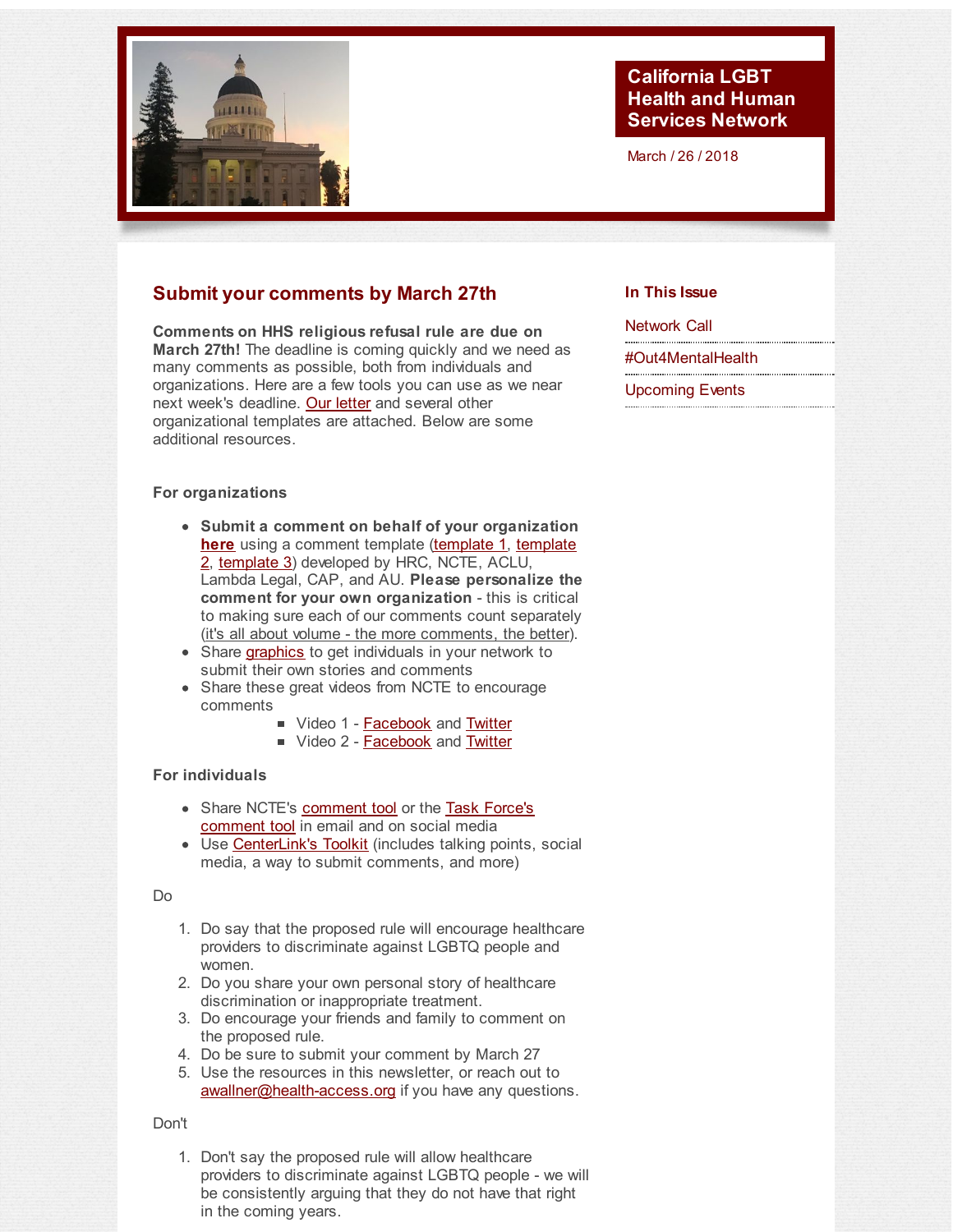# California LGBT Health and Human Services Network

March / 26 / 2018

## Submit your comments by March 27th

**Comments on HHS religious refusal rule are due on March 27th!** The deadline is coming quickly and we need as many comments as possible, both from individuals and organizations. Here are a few tools you can use as we near next week's deadline. Our letter and several other organizational templates are attached. Below are some additional resources.

**For organizations**

- **Submit a comment on behalf of your organization here** using a comment template (template 1, template 2, template 3) developed by HRC, NCTE, ACLU, Lambda Legal, CAP, and AU. **Please personalize the comment for your own organization** - this is critical to making sure each of our comments count separately (it's all about volume - the more comments, the better).
- Share graphics to get individuals in your network to submit their own stories and comments
- Share these great videos from NCTE to encourage comments
  - Video 1 - Facebook and Twitter
  - Video 2 - Facebook and Twitter

**For individuals**

- Share NCTE's comment tool or the Task Force's comment tool in email and on social media
- Use CenterLink's Toolkit (includes talking points, social media, a way to submit comments, and more)

Do

1. Do say that the proposed rule will encourage healthcare providers to discriminate against LGBTQ people and women.
2. Do you share your own personal story of healthcare discrimination or inappropriate treatment.
3. Do encourage your friends and family to comment on the proposed rule.
4. Do be sure to submit your comment by March 27
5. Use the resources in this newsletter, or reach out to awallner@health-access.org if you have any questions.

Don't

1. Don't say the proposed rule will allow healthcare providers to discriminate against LGBTQ people - we will be consistently arguing that they do not have that right in the coming years.

### In This Issue

- Network Call
- #Out4MentalHealth
- Upcoming Events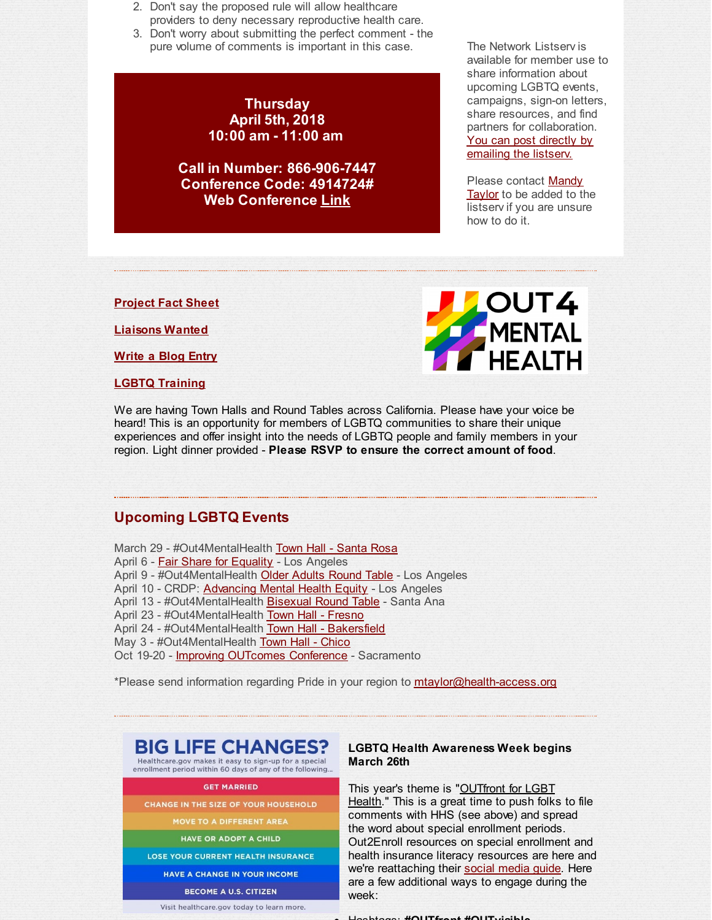2. Don't say the proposed rule will allow healthcare providers to deny necessary reproductive health care.
3. Don't worry about submitting the perfect comment - the pure volume of comments is important in this case.

**Thursday**
**April 5th, 2018**
**10:00 am - 11:00 am**

**Call in Number: 866-906-7447**
**Conference Code: 4914724#**
**Web Conference Link**

The Network Listserv is available for member use to share information about upcoming LGBTQ events, campaigns, sign-on letters, share resources, and find partners for collaboration. You can post directly by emailing the listserv.

Please contact Mandy Taylor to be added to the listserv if you are unsure how to do it.

**Project Fact Sheet**

**Liaisons Wanted**

**Write a Blog Entry**

**LGBTQ Training**

We are having Town Halls and Round Tables across California. Please have your voice be heard! This is an opportunity for members of LGBTQ communities to share their unique experiences and offer insight into the needs of LGBTQ people and family members in your region. Light dinner provided - **Please RSVP to ensure the correct amount of food**.

## Upcoming LGBTQ Events

March 29 - #Out4MentalHealth Town Hall - Santa Rosa
April 6 - Fair Share for Equality - Los Angeles
April 9 - #Out4MentalHealth Older Adults Round Table - Los Angeles
April 10 - CRDP: Advancing Mental Health Equity - Los Angeles
April 13 - #Out4MentalHealth Bisexual Round Table - Santa Ana
April 23 - #Out4MentalHealth Town Hall - Fresno
April 24 - #Out4MentalHealth Town Hall - Bakersfield
May 3 - #Out4MentalHealth Town Hall - Chico
Oct 19-20 - Improving OUTcomes Conference - Sacramento

*Please send information regarding Pride in your region to mtaylor@health-access.org

**LGBTQ Health Awareness Week begins March 26th**

This year's theme is "OUTfront for LGBT Health." This is a great time to push folks to file comments with HHS (see above) and spread the word about special enrollment periods. Out2Enroll resources on special enrollment and health insurance literacy resources are here and we're reattaching their social media guide. Here are a few additional ways to engage during the week: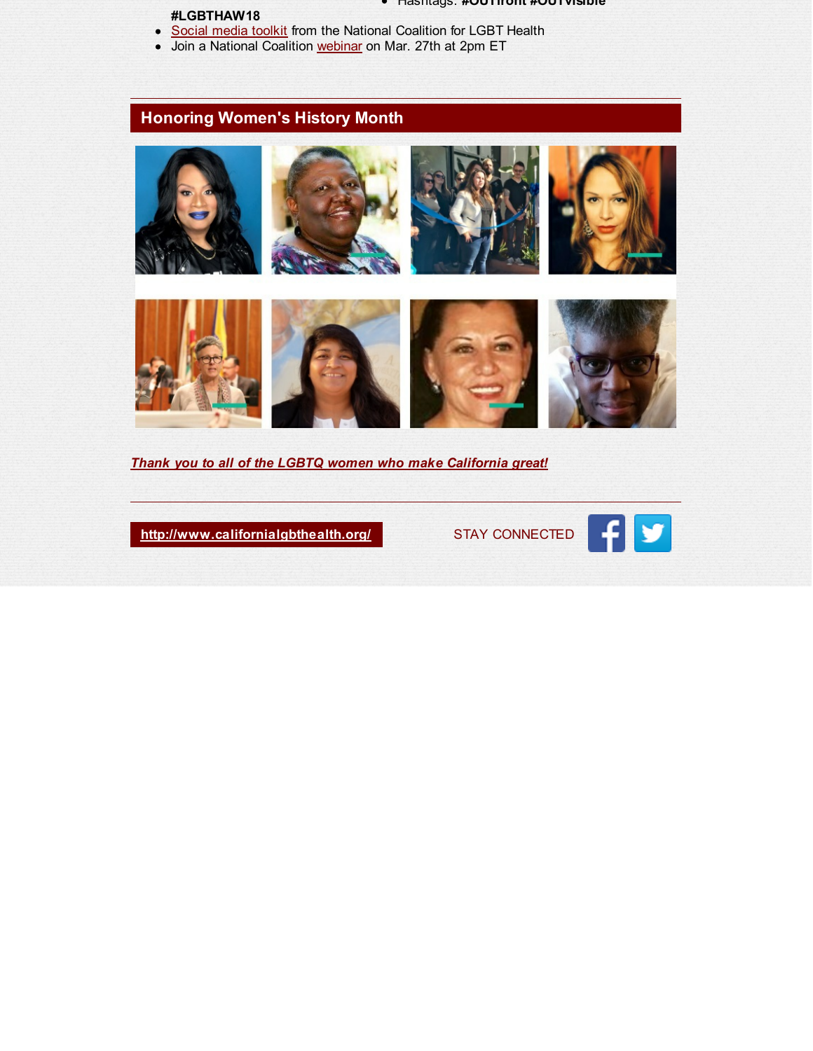- Hashtags: **#OUTfront #OUTvisible #LGBTHAW18**
- Social media toolkit from the National Coalition for LGBT Health
- Join a National Coalition webinar on Mar. 27th at 2pm ET

## Honoring Women's History Month

***Thank you to all of the LGBTQ women who make California great!***

**http://www.californialgbthealth.org/**

STAY CONNECTED